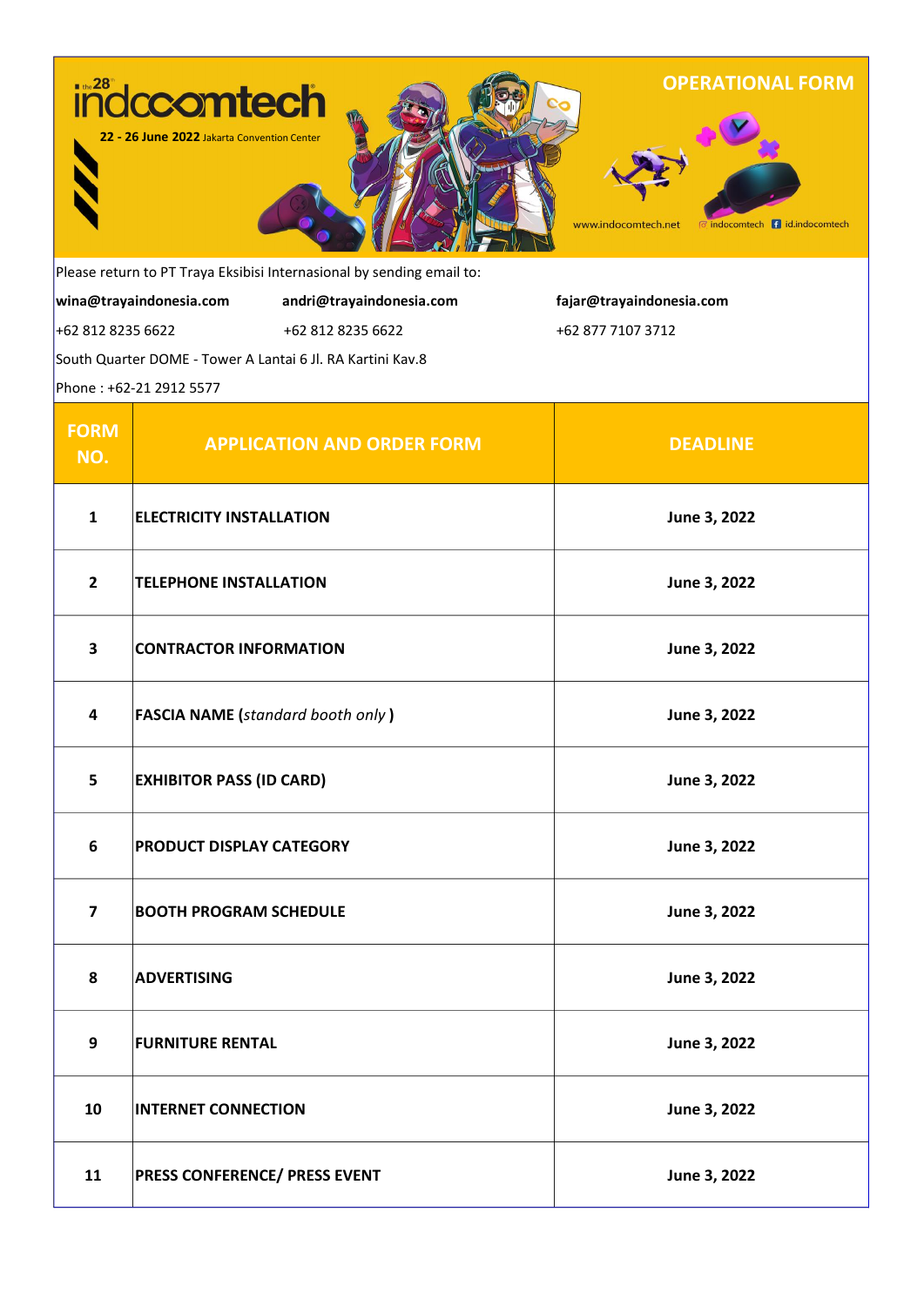the 28th indocomtech

22 - 26 June 2022 Jakarta Convention Center

# OPERATIONAL FORM

www.indocomtech.net indocomtech id.indocomtech

Please return to PT Traya Eksibisi Internasional by sending email to:

| **wina@trayaindonesia.com** | **andri@trayaindonesia.com** | **fajar@trayaindonesia.com** |
|---|---|---|
| +62 812 8235 6622 | +62 812 8235 6622 | +62 877 7107 3712 |

South Quarter DOME - Tower A Lantai 6 Jl. RA Kartini Kav.8

Phone : +62-21 2912 5577

| FORM NO. | APPLICATION AND ORDER FORM | DEADLINE |
|---|---|---|
| **1** | **ELECTRICITY INSTALLATION** | **June 3, 2022** |
| **2** | **TELEPHONE INSTALLATION** | **June 3, 2022** |
| **3** | **CONTRACTOR INFORMATION** | **June 3, 2022** |
| **4** | **FASCIA NAME (*standard booth only*)** | **June 3, 2022** |
| **5** | **EXHIBITOR PASS (ID CARD)** | **June 3, 2022** |
| **6** | **PRODUCT DISPLAY CATEGORY** | **June 3, 2022** |
| **7** | **BOOTH PROGRAM SCHEDULE** | **June 3, 2022** |
| **8** | **ADVERTISING** | **June 3, 2022** |
| **9** | **FURNITURE RENTAL** | **June 3, 2022** |
| **10** | **INTERNET CONNECTION** | **June 3, 2022** |
| **11** | **PRESS CONFERENCE/ PRESS EVENT** | **June 3, 2022** |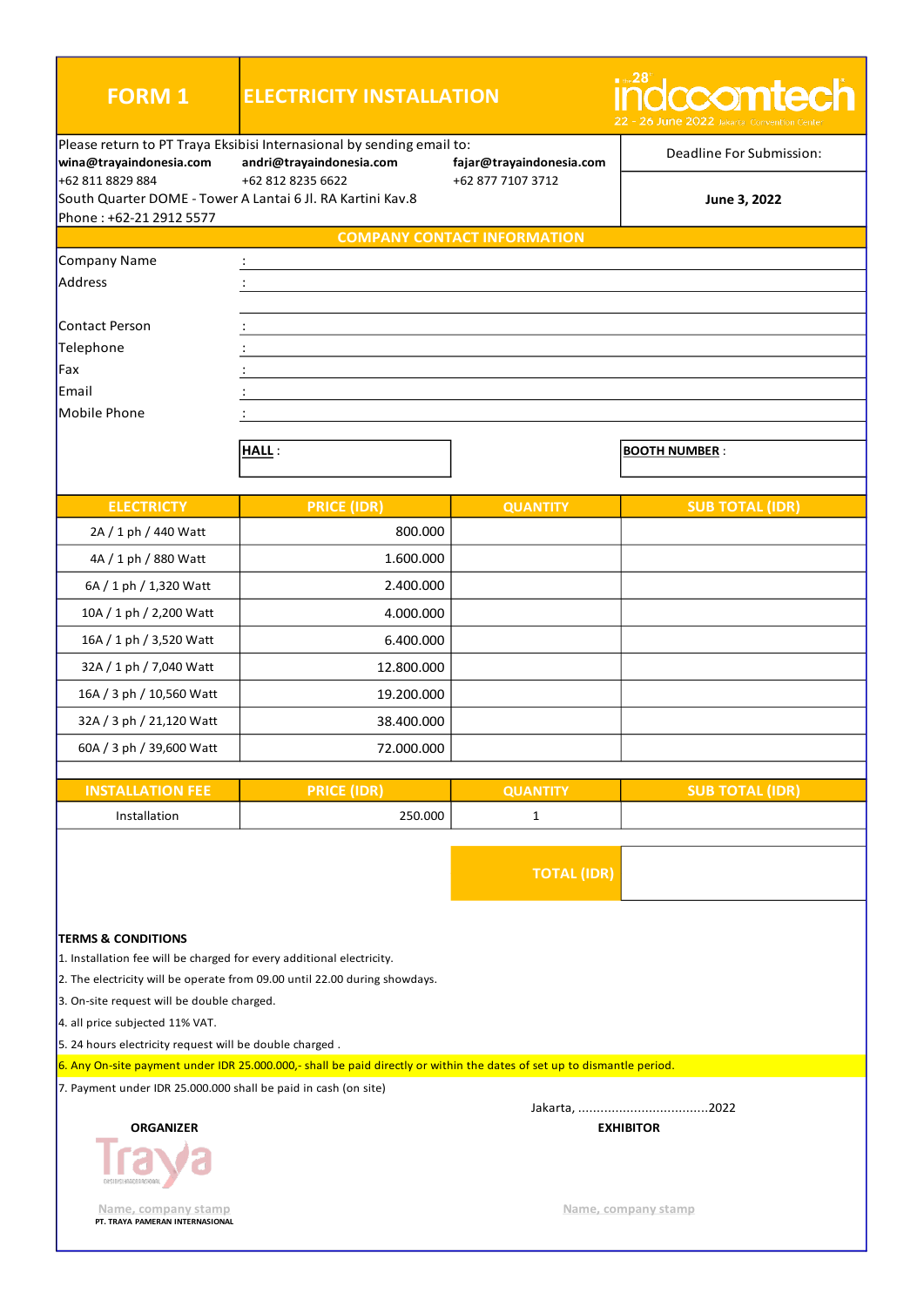# FORM 1

## ELECTRICITY INSTALLATION

the 28th indocomtech
22 - 26 June 2022 Jakarta Convention Centre

Please return to PT Traya Eksibisi Internasional by sending email to:

| | | |
|---|---|---|
| **wina@trayaindonesia.com** | **andri@trayaindonesia.com** | **fajar@trayaindonesia.com** |
| +62 811 8829 884 | +62 812 8235 6622 | +62 877 7107 3712 |

South Quarter DOME - Tower A Lantai 6 Jl. RA Kartini Kav.8
Phone : +62-21 2912 5577

Deadline For Submission:

**June 3, 2022**

### COMPANY CONTACT INFORMATION

Company Name :
Address :

Contact Person :
Telephone :
Fax :
Email :
Mobile Phone :

**HALL** :

**BOOTH NUMBER** :

| ELECTRICTY | PRICE (IDR) | QUANTITY | SUB TOTAL (IDR) |
|---|---|---|---|
| 2A / 1 ph / 440 Watt | 800.000 | | |
| 4A / 1 ph / 880 Watt | 1.600.000 | | |
| 6A / 1 ph / 1,320 Watt | 2.400.000 | | |
| 10A / 1 ph / 2,200 Watt | 4.000.000 | | |
| 16A / 1 ph / 3,520 Watt | 6.400.000 | | |
| 32A / 1 ph / 7,040 Watt | 12.800.000 | | |
| 16A / 3 ph / 10,560 Watt | 19.200.000 | | |
| 32A / 3 ph / 21,120 Watt | 38.400.000 | | |
| 60A / 3 ph / 39,600 Watt | 72.000.000 | | |

| INSTALLATION FEE | PRICE (IDR) | QUANTITY | SUB TOTAL (IDR) |
|---|---|---|---|
| Installation | 250.000 | 1 | |

**TOTAL (IDR)**

**TERMS & CONDITIONS**

1. Installation fee will be charged for every additional electricity.
2. The electricity will be operate from 09.00 until 22.00 during showdays.
3. On-site request will be double charged.
4. all price subjected 11% VAT.
5. 24 hours electricity request will be double charged .
6. Any On-site payment under IDR 25.000.000,- shall be paid directly or within the dates of set up to dismantle period.
7. Payment under IDR 25.000.000 shall be paid in cash (on site)

Jakarta, ...................................2022

**ORGANIZER**

Traya

Name, company stamp
PT. TRAYA PAMERAN INTERNASIONAL

**EXHIBITOR**

Name, company stamp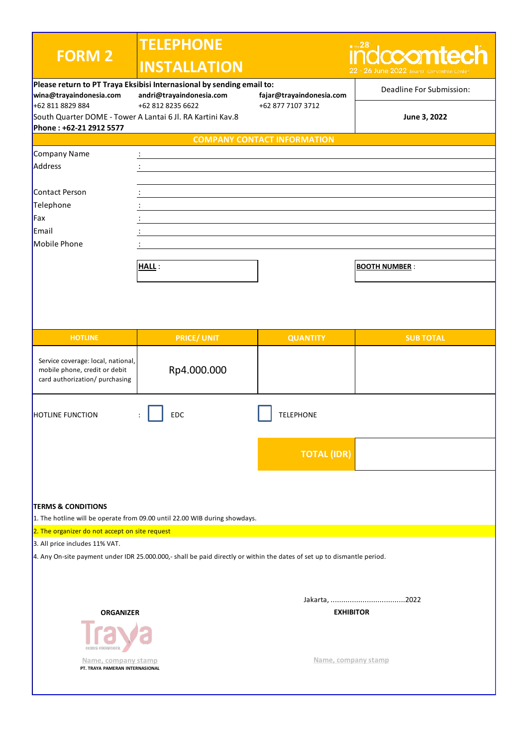# FORM 2

# TELEPHONE INSTALLATION

28th indocomtech
22 - 26 June 2022 Jakarta Convention Center

**Please return to PT Traya Eksibisi Internasional by sending email to:**

| | | | Deadline For Submission: |
|---|---|---|---|
| **wina@trayaindonesia.com** | **andri@trayaindonesia.com** | **fajar@trayaindonesia.com** | |
| +62 811 8829 884 | +62 812 8235 6622 | +62 877 7107 3712 | **June 3, 2022** |

South Quarter DOME - Tower A Lantai 6 Jl. RA Kartini Kav.8
**Phone : +62-21 2912 5577**

## COMPANY CONTACT INFORMATION

Company Name :
Address :

Contact Person :
Telephone :
Fax :
Email :
Mobile Phone :

**HALL** :

**BOOTH NUMBER** :

| HOTLINE | PRICE/ UNIT | QUANTITY | SUB TOTAL |
|---|---|---|---|
| Service coverage: local, national, mobile phone, credit or debit card authorization/ purchasing | Rp4.000.000 | | |

HOTLINE FUNCTION : ☐ EDC ☐ TELEPHONE

**TOTAL (IDR)**

**TERMS & CONDITIONS**

1. The hotline will be operate from 09.00 until 22.00 WIB during showdays.
2. The organizer do not accept on site request
3. All price includes 11% VAT.
4. Any On-site payment under IDR 25.000.000,- shall be paid directly or within the dates of set up to dismantle period.

Jakarta, ..................................2022

**ORGANIZER**

Traya
Eksibisi Internasional

Name, company stamp
PT. TRAYA PAMERAN INTERNASIONAL

**EXHIBITOR**

Name, company stamp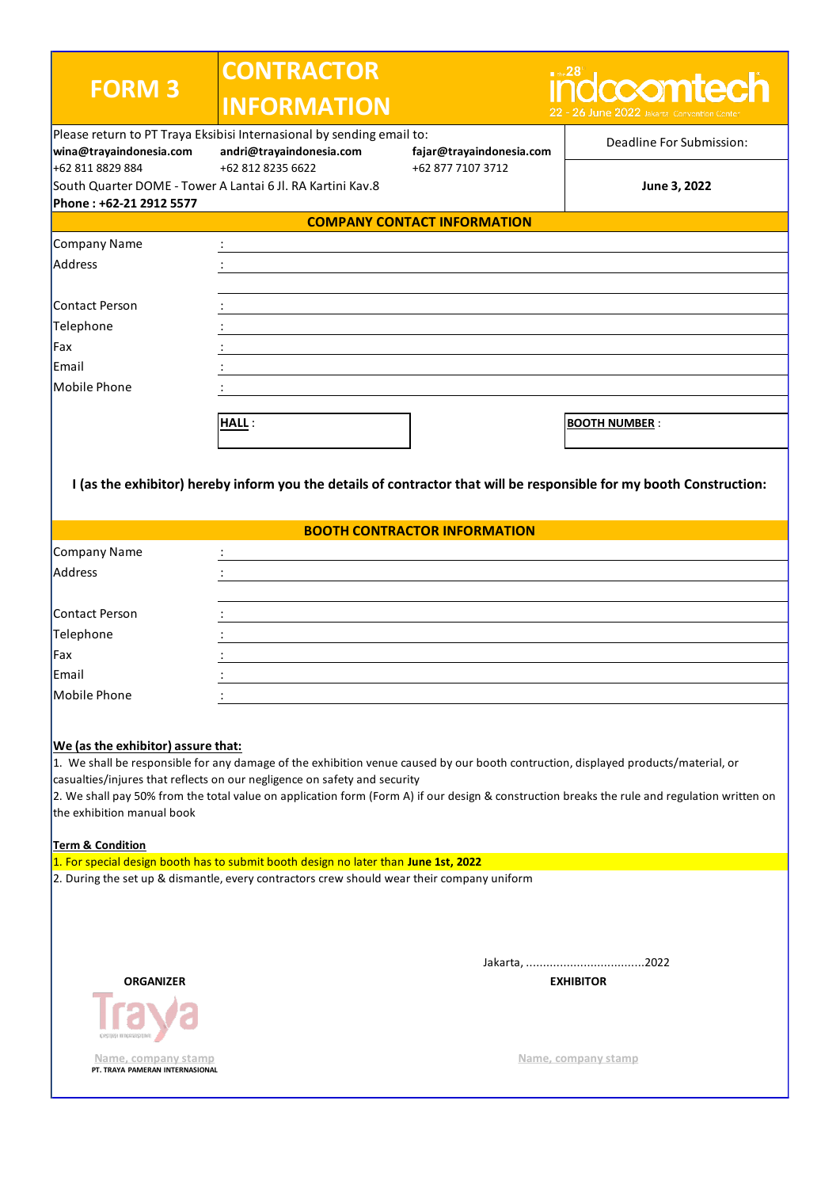# FORM 3

## CONTRACTOR INFORMATION

28th indocomtech 22 - 26 June 2022 Jakarta Convention Center

Please return to PT Traya Eksibisi Internasional by sending email to:

| | | | |
|---|---|---|---|
| **wina@trayaindonesia.com** | **andri@trayaindonesia.com** | **fajar@trayaindonesia.com** | Deadline For Submission: |
| +62 811 8829 884 | +62 812 8235 6622 | +62 877 7107 3712 | |
| South Quarter DOME - Tower A Lantai 6 Jl. RA Kartini Kav.8 | | | **June 3, 2022** |
| **Phone : +62-21 2912 5577** | | | |

### COMPANY CONTACT INFORMATION

Company Name :

Address :

Contact Person :

Telephone :

Fax :

Email :

Mobile Phone :

**HALL** :

**BOOTH NUMBER** :

**I (as the exhibitor) hereby inform you the details of contractor that will be responsible for my booth Construction:**

### BOOTH CONTRACTOR INFORMATION

Company Name :

Address :

Contact Person :

Telephone :

Fax :

Email :

Mobile Phone :

**We (as the exhibitor) assure that:**

1. We shall be responsible for any damage of the exhibition venue caused by our booth contruction, displayed products/material, or casualties/injures that reflects on our negligence on safety and security
2. We shall pay 50% from the total value on application form (Form A) if our design & construction breaks the rule and regulation written on the exhibition manual book

**Term & Condition**

1. For special design booth has to submit booth design no later than **June 1st, 2022**
2. During the set up & dismantle, every contractors crew should wear their company uniform

Jakarta, ...................................2022

| **ORGANIZER** | **EXHIBITOR** |
|---|---|
| Traya | |
| Name, company stamp | Name, company stamp |
| PT. TRAYA PAMERAN INTERNASIONAL | |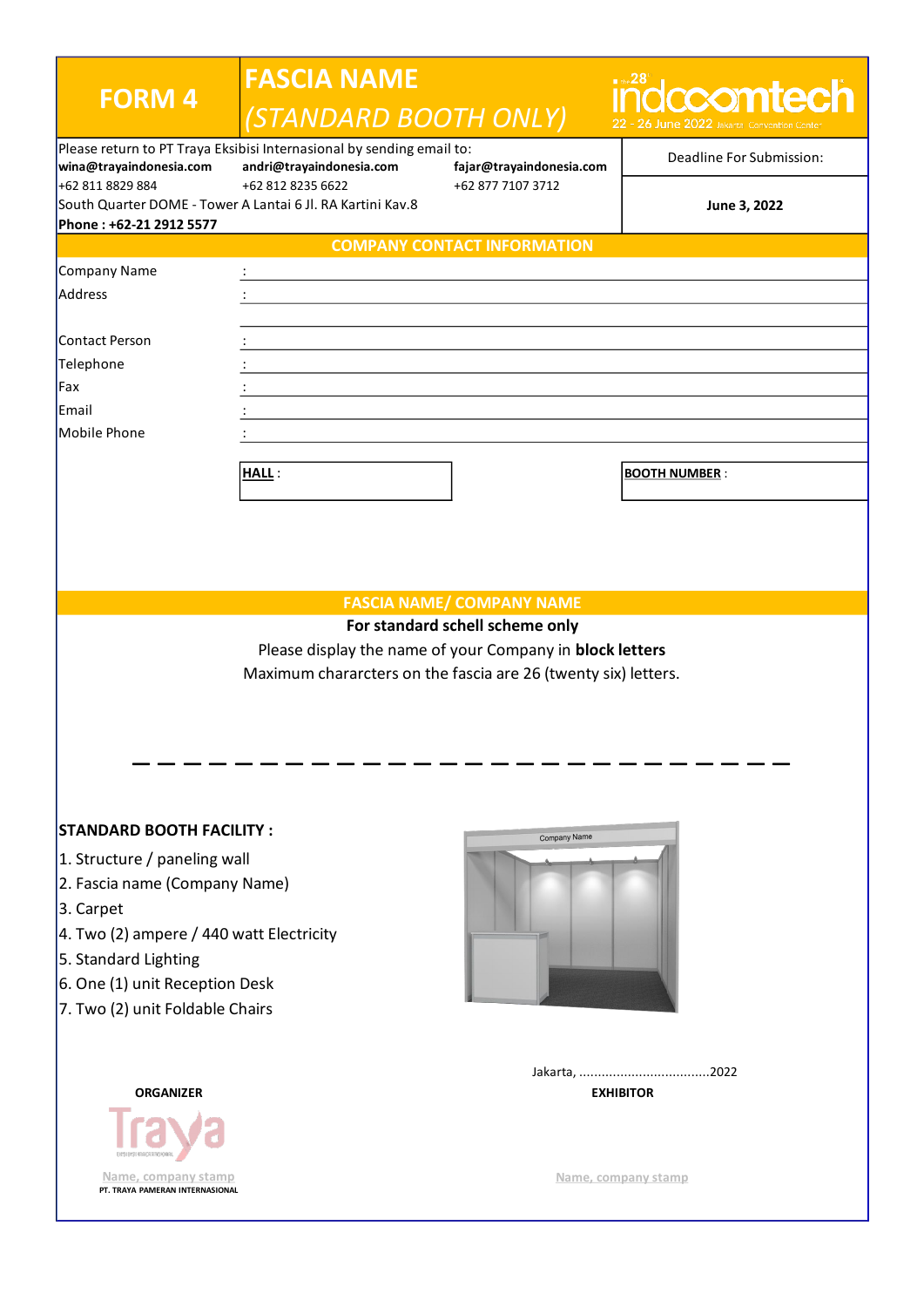# FORM 4

## FASCIA NAME
*(STANDARD BOOTH ONLY)*

28th indocomtech
22 - 26 June 2022 Jakarta Convention Center

Please return to PT Traya Eksibisi Internasional by sending email to:

| | | |
|---|---|---|
| **wina@trayaindonesia.com** | **andri@trayaindonesia.com** | **fajar@trayaindonesia.com** |
| +62 811 8829 884 | +62 812 8235 6622 | +62 877 7107 3712 |

South Quarter DOME - Tower A Lantai 6 Jl. RA Kartini Kav.8
**Phone : +62-21 2912 5577**

Deadline For Submission:
**June 3, 2022**

## COMPANY CONTACT INFORMATION

Company Name : ______________________________

Address : ______________________________

______________________________

Contact Person : ______________________________

Telephone : ______________________________

Fax : ______________________________

Email : ______________________________

Mobile Phone : ______________________________

**HALL** :

**BOOTH NUMBER** :

## FASCIA NAME/ COMPANY NAME

**For standard schell scheme only**

Please display the name of your Company in **block letters**

Maximum chararcters on the fascia are 26 (twenty six) letters.

_ _ _ _ _ _ _ _ _ _ _ _ _ _ _ _ _ _ _ _ _ _ _ _ _ _

**STANDARD BOOTH FACILITY :**

1. Structure / paneling wall
2. Fascia name (Company Name)
3. Carpet
4. Two (2) ampere / 440 watt Electricity
5. Standard Lighting
6. One (1) unit Reception Desk
7. Two (2) unit Foldable Chairs

Jakarta, ..................................2022

| **ORGANIZER** | **EXHIBITOR** |
|---|---|
| Traya | |
| Name, company stamp | Name, company stamp |
| PT. TRAYA PAMERAN INTERNASIONAL | |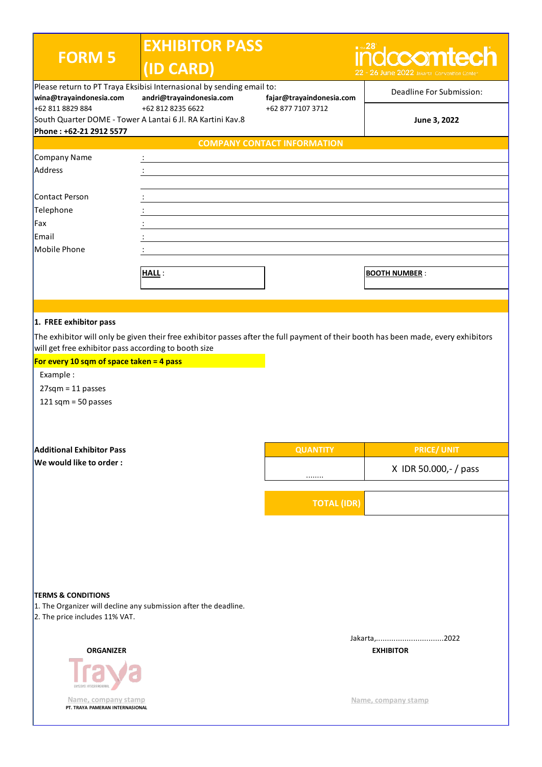# FORM 5

## EXHIBITOR PASS (ID CARD)

28th indocomtech
22 - 26 June 2022 Jakarta Convention Center

Please return to PT Traya Eksibisi Internasional by sending email to:

| | | | |
|---|---|---|---|
| **wina@trayaindonesia.com** | **andri@trayaindonesia.com** | **fajar@trayaindonesia.com** | Deadline For Submission: |
| +62 811 8829 884 | +62 812 8235 6622 | +62 877 7107 3712 | **June 3, 2022** |

South Quarter DOME - Tower A Lantai 6 Jl. RA Kartini Kav.8

**Phone : +62-21 2912 5577**

### COMPANY CONTACT INFORMATION

Company Name :

Address :

Contact Person :

Telephone :

Fax :

Email :

Mobile Phone :

**HALL** :

**BOOTH NUMBER** :

**1. FREE exhibitor pass**

The exhibitor will only be given their free exhibitor passes after the full payment of their booth has been made, every exhibitors will get free exhibitor pass according to booth size

**For every 10 sqm of space taken = 4 pass**

Example :

27sqm = 11 passes

121 sqm = 50 passes

**Additional Exhibitor Pass**

**We would like to order :**

| QUANTITY | PRICE/ UNIT |
|---|---|
| ........ | X IDR 50.000,- / pass |
| **TOTAL (IDR)** | |

**TERMS & CONDITIONS**

1. The Organizer will decline any submission after the deadline.
2. The price includes 11% VAT.

Jakarta,...............................2022

**ORGANIZER**

Traya

Name, company stamp

PT. TRAYA PAMERAN INTERNASIONAL

**EXHIBITOR**

Name, company stamp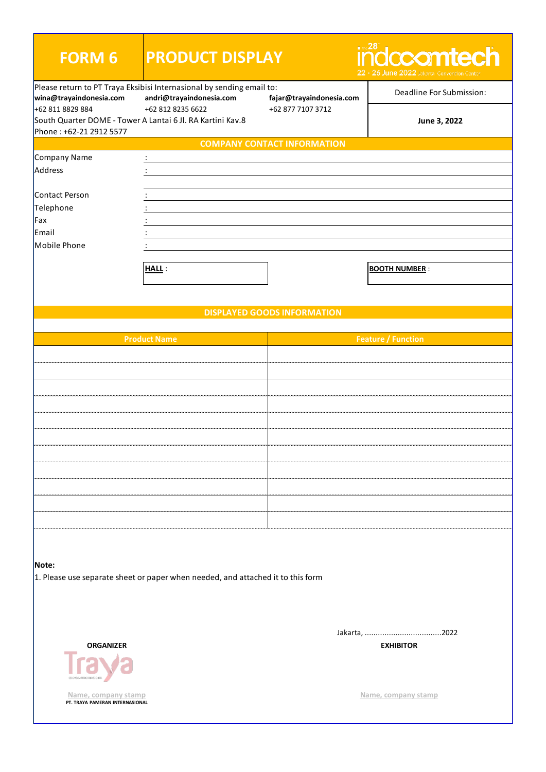# FORM 6 PRODUCT DISPLAY

the 28th indocomtech
22 - 26 June 2022 Jakarta Convention Center

Please return to PT Traya Eksibisi Internasional by sending email to:

| **wina@trayaindonesia.com** | **andri@trayaindonesia.com** | **fajar@trayaindonesia.com** |
|---|---|---|
| +62 811 8829 884 | +62 812 8235 6622 | +62 877 7107 3712 |

South Quarter DOME - Tower A Lantai 6 Jl. RA Kartini Kav.8
Phone : +62-21 2912 5577

Deadline For Submission:

**June 3, 2022**

## COMPANY CONTACT INFORMATION

Company Name :
Address :

Contact Person :
Telephone :
Fax :
Email :
Mobile Phone :

**HALL** :

**BOOTH NUMBER** :

## DISPLAYED GOODS INFORMATION

| Product Name | Feature / Function |
|---|---|
| | |
| | |
| | |
| | |
| | |
| | |
| | |
| | |
| | |
| | |
| | |

**Note:**
1. Please use separate sheet or paper when needed, and attached it to this form

Jakarta, ..................................2022

**ORGANIZER**

Traya

Name, company stamp
PT. TRAYA PAMERAN INTERNASIONAL

**EXHIBITOR**

Name, company stamp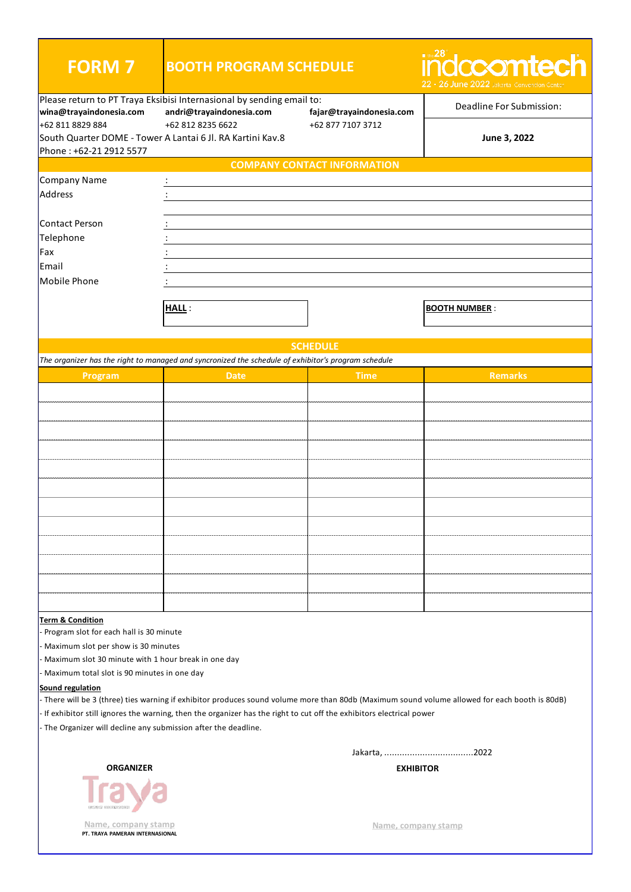# FORM 7 — BOOTH PROGRAM SCHEDULE

indocomtech — 28th — 22 - 26 June 2022 Jakarta Convention Center

Please return to PT Traya Eksibisi Internasional by sending email to:

| | | | Deadline For Submission: |
|---|---|---|---|
| **wina@trayaindonesia.com** | **andri@trayaindonesia.com** | **fajar@trayaindonesia.com** | |
| +62 811 8829 884 | +62 812 8235 6622 | +62 877 7107 3712 | **June 3, 2022** |

South Quarter DOME - Tower A Lantai 6 Jl. RA Kartini Kav.8
Phone : +62-21 2912 5577

## COMPANY CONTACT INFORMATION

Company Name :
Address :

Contact Person :
Telephone :
Fax :
Email :
Mobile Phone :

**HALL** :

**BOOTH NUMBER** :

## SCHEDULE

*The organizer has the right to managed and syncronized the schedule of exhibitor's program schedule*

| Program | Date | Time | Remarks |
|---|---|---|---|
| | | | |
| | | | |
| | | | |
| | | | |
| | | | |
| | | | |
| | | | |
| | | | |
| | | | |
| | | | |
| | | | |
| | | | |

**Term & Condition**

- Program slot for each hall is 30 minute
- Maximum slot per show is 30 minutes
- Maximum slot 30 minute with 1 hour break in one day
- Maximum total slot is 90 minutes in one day

**Sound regulation**

- There will be 3 (three) ties warning if exhibitor produces sound volume more than 80db (Maximum sound volume allowed for each booth is 80dB)
- If exhibitor still ignores the warning, then the organizer has the right to cut off the exhibitors electrical power
- The Organizer will decline any submission after the deadline.

Jakarta, ..................................2022

**ORGANIZER**

Traya

Name, company stamp
PT. TRAYA PAMERAN INTERNASIONAL

**EXHIBITOR**

Name, company stamp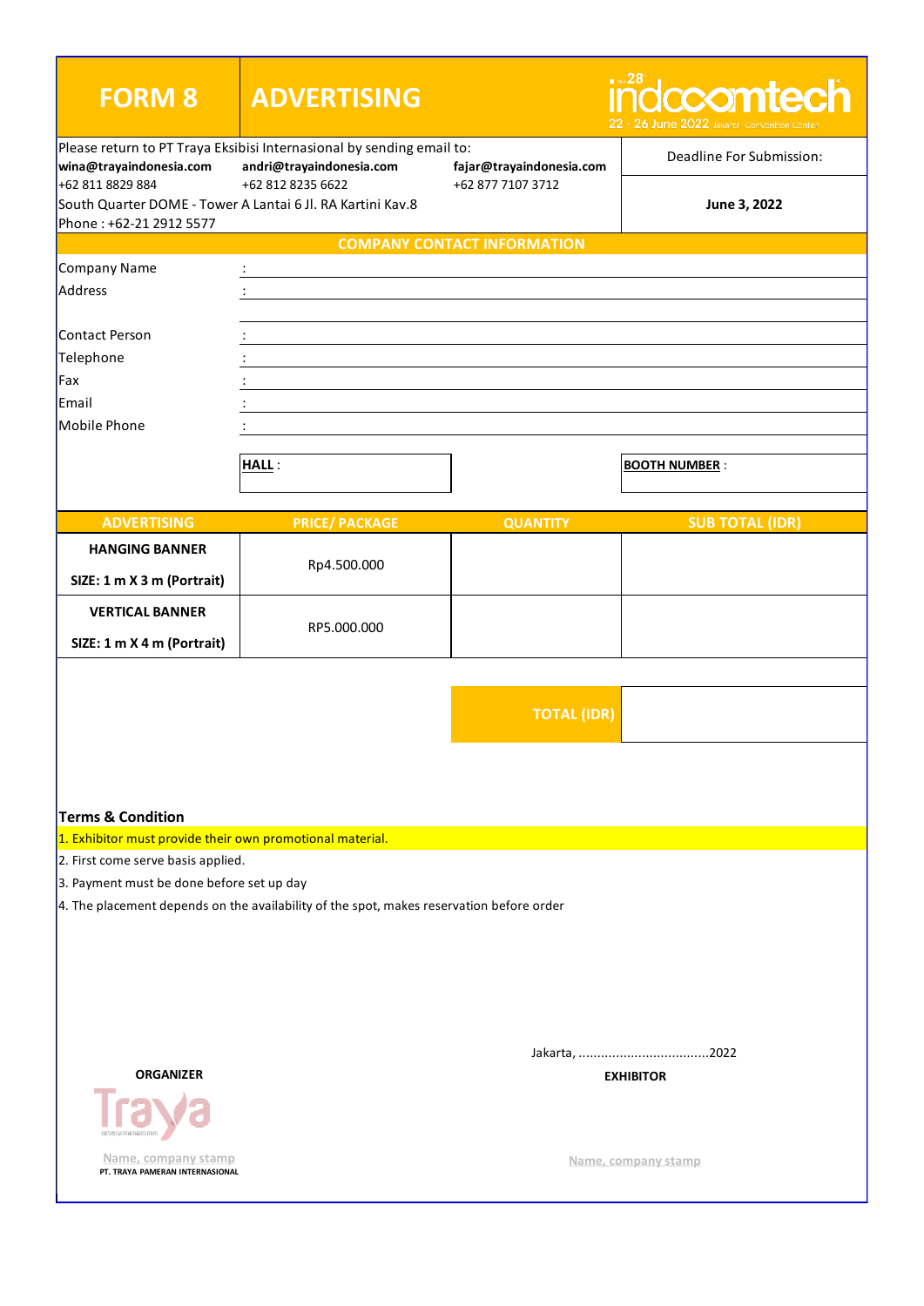# FORM 8 ADVERTISING

indocomtech 28th
22 - 26 June 2022 Jakarta Convention Center

Please return to PT Traya Eksibisi Internasional by sending email to:

**wina@trayaindonesia.com** +62 811 8829 884
**andri@trayaindonesia.com** +62 812 8235 6622
**fajar@trayaindonesia.com** +62 877 7107 3712

South Quarter DOME - Tower A Lantai 6 Jl. RA Kartini Kav.8
Phone : +62-21 2912 5577

Deadline For Submission:
**June 3, 2022**

## COMPANY CONTACT INFORMATION

Company Name :
Address :

Contact Person :
Telephone :
Fax :
Email :
Mobile Phone :

**HALL** :

**BOOTH NUMBER** :

| ADVERTISING | PRICE/ PACKAGE | QUANTITY | SUB TOTAL (IDR) |
| --- | --- | --- | --- |
| **HANGING BANNER** **SIZE: 1 m X 3 m (Portrait)** | Rp4.500.000 | | |
| **VERTICAL BANNER** **SIZE: 1 m X 4 m (Portrait)** | RP5.000.000 | | |
| | | **TOTAL (IDR)** | |

**Terms & Condition**

1. Exhibitor must provide their own promotional material.
2. First come serve basis applied.
3. Payment must be done before set up day
4. The placement depends on the availability of the spot, makes reservation before order

Jakarta, ...................................2022

**ORGANIZER**

Traya

Name, company stamp
PT. TRAYA PAMERAN INTERNASIONAL

**EXHIBITOR**

Name, company stamp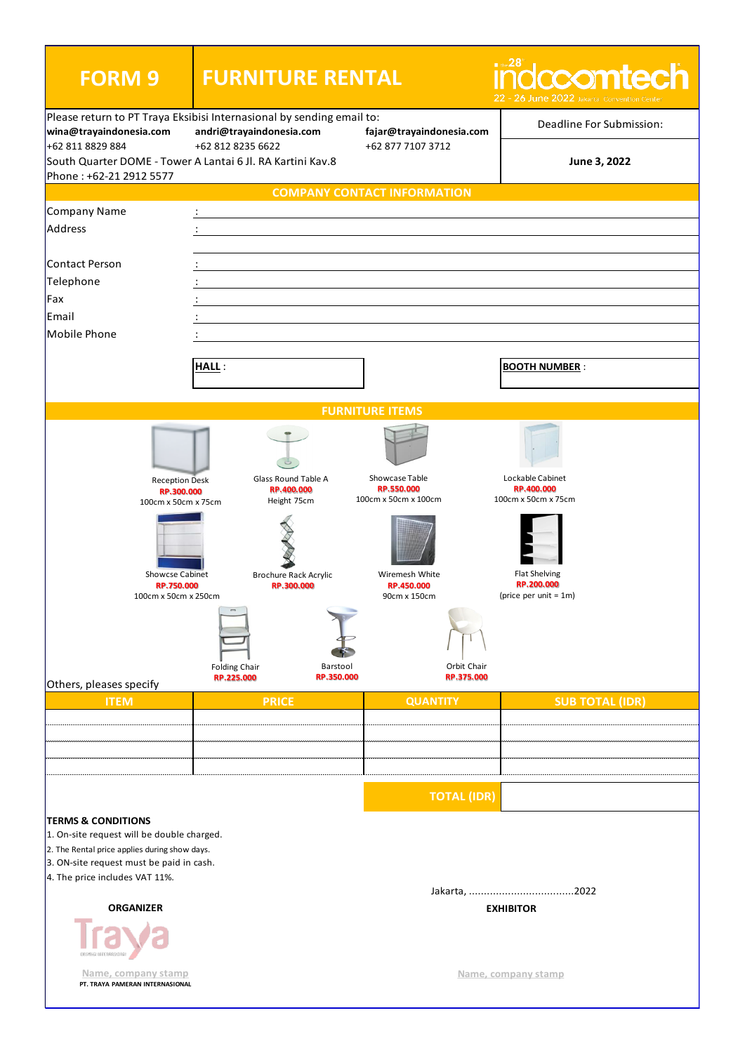# FORM 9 — FURNITURE RENTAL

28th indocomtech
22 - 26 June 2022 Jakarta Convention Center

Please return to PT Traya Eksibisi Internasional by sending email to:

**wina@trayaindonesia.com** — +62 811 8829 884
**andri@trayaindonesia.com** — +62 812 8235 6622
**fajar@trayaindonesia.com** — +62 877 7107 3712

South Quarter DOME - Tower A Lantai 6 Jl. RA Kartini Kav.8
Phone : +62-21 2912 5577

Deadline For Submission:

**June 3, 2022**

## COMPANY CONTACT INFORMATION

Company Name :
Address :

Contact Person :
Telephone :
Fax :
Email :
Mobile Phone :

**HALL** :

**BOOTH NUMBER** :

## FURNITURE ITEMS

Reception Desk
RP.300.000
100cm x 50cm x 75cm

Glass Round Table A
RP.400.000
Height 75cm

Showcase Table
RP.550.000
100cm x 50cm x 100cm

Lockable Cabinet
RP.400.000
100cm x 50cm x 75cm

Showcse Cabinet
RP.750.000
100cm x 50cm x 250cm

Brochure Rack Acrylic
RP.300.000

Wiremesh White
RP.450.000
90cm x 150cm

Flat Shelving
RP.200.000
(price per unit = 1m)

Folding Chair
RP.225.000

Barstool
RP.350.000

Orbit Chair
RP.375.000

Others, pleases specify

| ITEM | PRICE | QUANTITY | SUB TOTAL (IDR) |
|---|---|---|---|
| | | | |
| | | | |
| | | | |
| | | | |
| | | **TOTAL (IDR)** | |

**TERMS & CONDITIONS**

1. On-site request will be double charged.
2. The Rental price applies during show days.
3. ON-site request must be paid in cash.
4. The price includes VAT 11%.

Jakarta, ..................................2022

**ORGANIZER**

Traya

Name, company stamp
PT. TRAYA PAMERAN INTERNASIONAL

**EXHIBITOR**

Name, company stamp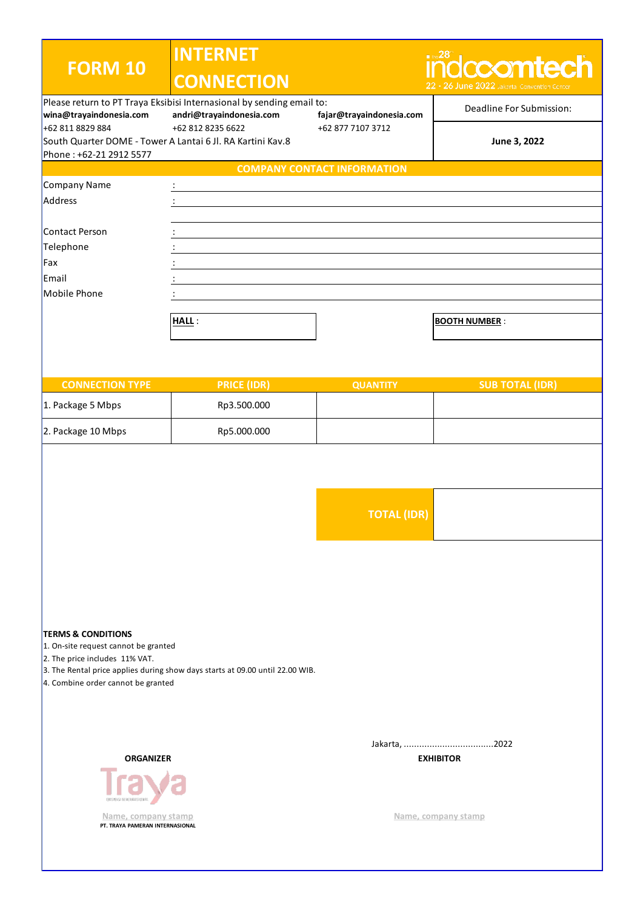# FORM 10

# INTERNET CONNECTION

indocomtech 28th — 22 - 26 June 2022 Jakarta Convention Center

Please return to PT Traya Eksibisi Internasional by sending email to:

| | | |
|---|---|---|
| **wina@trayaindonesia.com** | **andri@trayaindonesia.com** | **fajar@trayaindonesia.com** |
| +62 811 8829 884 | +62 812 8235 6622 | +62 877 7107 3712 |

South Quarter DOME - Tower A Lantai 6 Jl. RA Kartini Kav.8

Phone : +62-21 2912 5577

Deadline For Submission:

**June 3, 2022**

## COMPANY CONTACT INFORMATION

Company Name :

Address :

Contact Person :

Telephone :

Fax :

Email :

Mobile Phone :

**HALL** :

**BOOTH NUMBER** :

| CONNECTION TYPE | PRICE (IDR) | QUANTITY | SUB TOTAL (IDR) |
|---|---|---|---|
| 1. Package 5 Mbps | Rp3.500.000 | | |
| 2. Package 10 Mbps | Rp5.000.000 | | |
| | | **TOTAL (IDR)** | |

**TERMS & CONDITIONS**

1. On-site request cannot be granted
2. The price includes 11% VAT.
3. The Rental price applies during show days starts at 09.00 until 22.00 WIB.
4. Combine order cannot be granted

Jakarta, ..................................2022

| **ORGANIZER** | **EXHIBITOR** |
|---|---|
| Traya | |
| Name, company stamp | Name, company stamp |
| PT. TRAYA PAMERAN INTERNASIONAL | |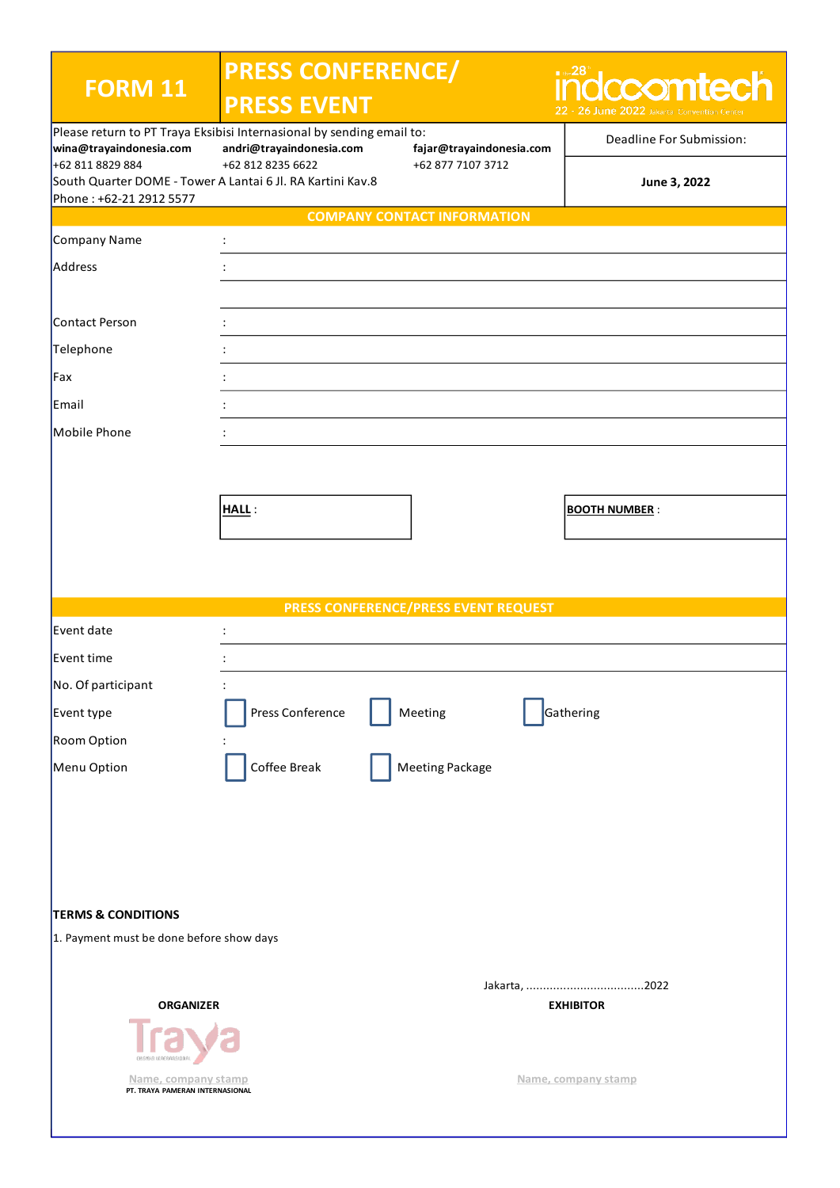# FORM 11

# PRESS CONFERENCE/ PRESS EVENT

indocomtech 28th — 22 - 26 June 2022 Jakarta Convention Center

Please return to PT Traya Eksibisi Internasional by sending email to:

| | | |
|---|---|---|
| **wina@trayaindonesia.com** | **andri@trayaindonesia.com** | **fajar@trayaindonesia.com** |
| +62 811 8829 884 | +62 812 8235 6622 | +62 877 7107 3712 |

South Quarter DOME - Tower A Lantai 6 Jl. RA Kartini Kav.8
Phone : +62-21 2912 5577

Deadline For Submission:

**June 3, 2022**

## COMPANY CONTACT INFORMATION

| | |
|---|---|
| Company Name | : |
| Address | : |
| | |
| Contact Person | : |
| Telephone | : |
| Fax | : |
| Email | : |
| Mobile Phone | : |

**HALL** :

**BOOTH NUMBER** :

## PRESS CONFERENCE/PRESS EVENT REQUEST

| | |
|---|---|
| Event date | : |
| Event time | : |
| No. Of participant | : |
| Event type | ☐ Press Conference ☐ Meeting ☐ Gathering |
| Room Option | : |
| Menu Option | ☐ Coffee Break ☐ Meeting Package |

**TERMS & CONDITIONS**

1. Payment must be done before show days

Jakarta, ..................................2022

| | |
|---|---|
| **ORGANIZER** | **EXHIBITOR** |
| Traya Eksibisi Internasional | |
| Name, company stamp | Name, company stamp |
| PT. TRAYA PAMERAN INTERNASIONAL | |